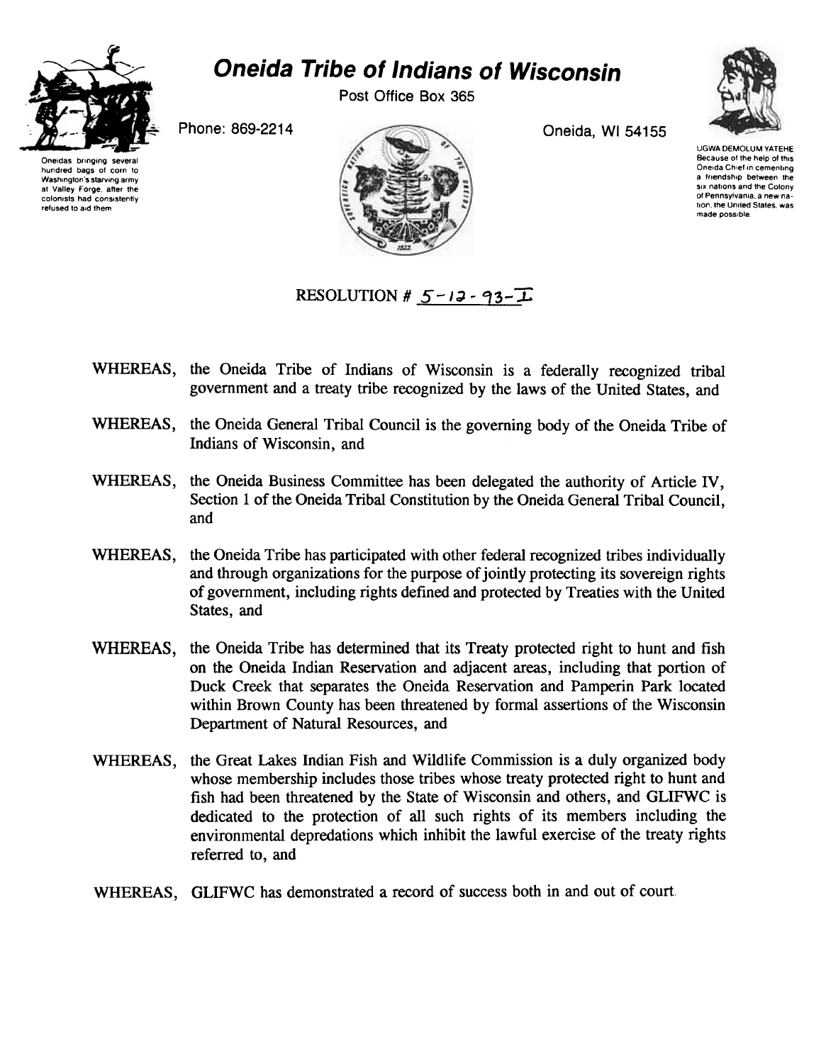# Oneida Tribe of Indians of Wisconsin

Post Office Box 365

Phone: 869-2214

Oneida, WI 54155

Oneidas bringing several hundred bags of corn to Washington's starving army at Valley Forge, after the colonists had consistently refused to aid them

UGWA DEMOLUM YATEHE Because of the help of this Oneida Chief in cementing a friendship between the six nations and the Colony of Pennsylvania, a new nation, the United States, was made possible.

RESOLUTION # 5-12-93-I

WHEREAS, the Oneida Tribe of Indians of Wisconsin is a federally recognized tribal government and a treaty tribe recognized by the laws of the United States, and

WHEREAS, the Oneida General Tribal Council is the governing body of the Oneida Tribe of Indians of Wisconsin, and

WHEREAS, the Oneida Business Committee has been delegated the authority of Article IV, Section 1 of the Oneida Tribal Constitution by the Oneida General Tribal Council, and

WHEREAS, the Oneida Tribe has participated with other federal recognized tribes individually and through organizations for the purpose of jointly protecting its sovereign rights of government, including rights defined and protected by Treaties with the United States, and

WHEREAS, the Oneida Tribe has determined that its Treaty protected right to hunt and fish on the Oneida Indian Reservation and adjacent areas, including that portion of Duck Creek that separates the Oneida Reservation and Pamperin Park located within Brown County has been threatened by formal assertions of the Wisconsin Department of Natural Resources, and

WHEREAS, the Great Lakes Indian Fish and Wildlife Commission is a duly organized body whose membership includes those tribes whose treaty protected right to hunt and fish had been threatened by the State of Wisconsin and others, and GLIFWC is dedicated to the protection of all such rights of its members including the environmental depredations which inhibit the lawful exercise of the treaty rights referred to, and

WHEREAS, GLIFWC has demonstrated a record of success both in and out of court.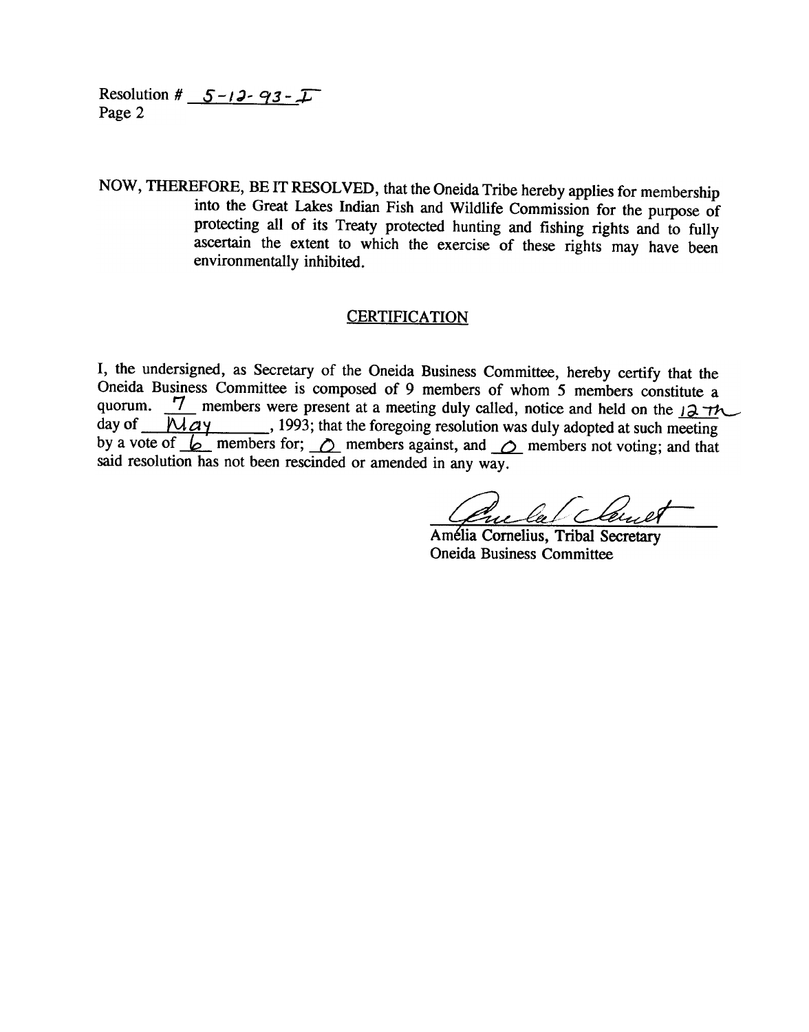Resolution # 5-12-93-I
Page 2

NOW, THEREFORE, BE IT RESOLVED, that the Oneida Tribe hereby applies for membership into the Great Lakes Indian Fish and Wildlife Commission for the purpose of protecting all of its Treaty protected hunting and fishing rights and to fully ascertain the extent to which the exercise of these rights may have been environmentally inhibited.

## CERTIFICATION

I, the undersigned, as Secretary of the Oneida Business Committee, hereby certify that the Oneida Business Committee is composed of 9 members of whom 5 members constitute a quorum. 7 members were present at a meeting duly called, notice and held on the 12th day of May, 1993; that the foregoing resolution was duly adopted at such meeting by a vote of 6 members for; 0 members against, and 0 members not voting; and that said resolution has not been rescinded or amended in any way.

Amélia Cornelius, Tribal Secretary
Oneida Business Committee